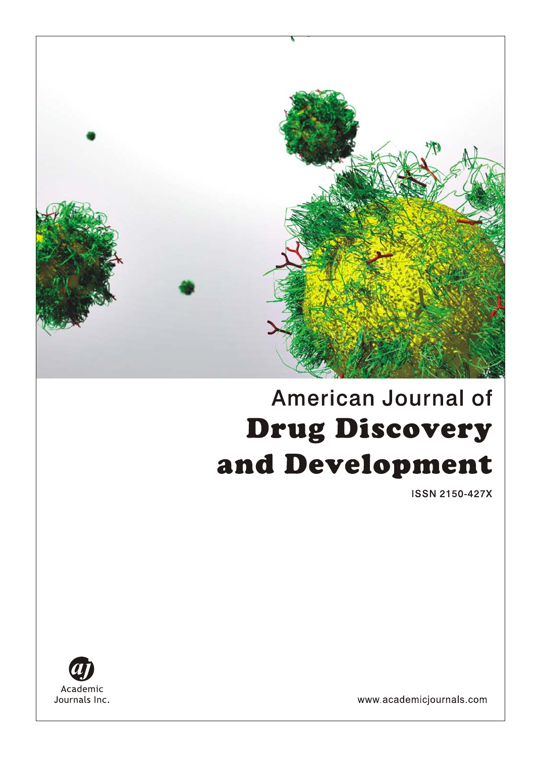# American Journal of
# Drug Discovery and Development

ISSN 2150-427X

Academic Journals Inc.

www.academicjournals.com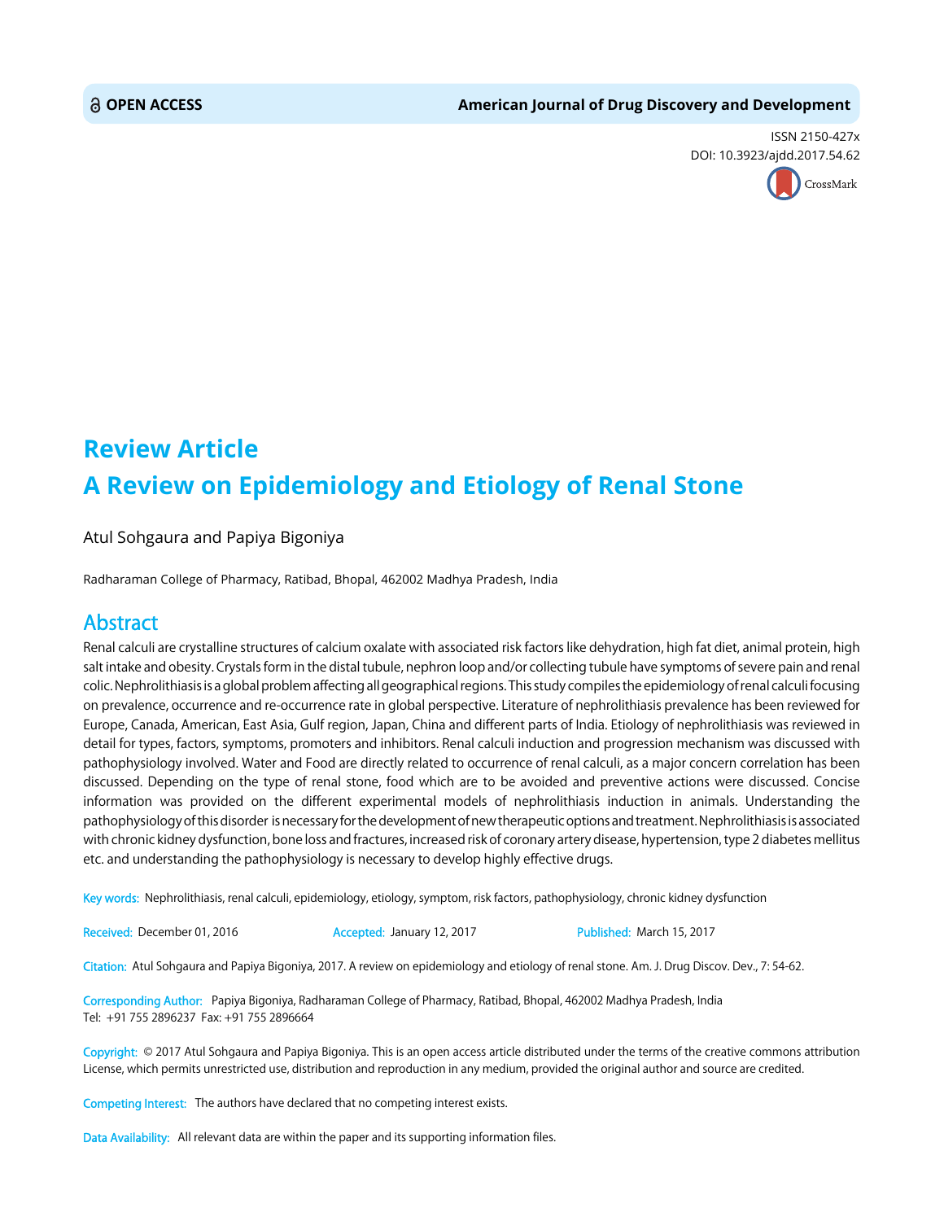OPEN ACCESS

American Journal of Drug Discovery and Development

ISSN 2150-427x

DOI: 10.3923/ajdd.2017.54.62

# Review Article
# A Review on Epidemiology and Etiology of Renal Stone

Atul Sohgaura and Papiya Bigoniya

Radharaman College of Pharmacy, Ratibad, Bhopal, 462002 Madhya Pradesh, India

## Abstract

Renal calculi are crystalline structures of calcium oxalate with associated risk factors like dehydration, high fat diet, animal protein, high salt intake and obesity. Crystals form in the distal tubule, nephron loop and/or collecting tubule have symptoms of severe pain and renal colic. Nephrolithiasis is a global problem affecting all geographical regions. This study compiles the epidemiology of renal calculi focusing on prevalence, occurrence and re-occurrence rate in global perspective. Literature of nephrolithiasis prevalence has been reviewed for Europe, Canada, American, East Asia, Gulf region, Japan, China and different parts of India. Etiology of nephrolithiasis was reviewed in detail for types, factors, symptoms, promoters and inhibitors. Renal calculi induction and progression mechanism was discussed with pathophysiology involved. Water and Food are directly related to occurrence of renal calculi, as a major concern correlation has been discussed. Depending on the type of renal stone, food which are to be avoided and preventive actions were discussed. Concise information was provided on the different experimental models of nephrolithiasis induction in animals. Understanding the pathophysiology of this disorder is necessary for the development of new therapeutic options and treatment. Nephrolithiasis is associated with chronic kidney dysfunction, bone loss and fractures, increased risk of coronary artery disease, hypertension, type 2 diabetes mellitus etc. and understanding the pathophysiology is necessary to develop highly effective drugs.

**Key words:** Nephrolithiasis, renal calculi, epidemiology, etiology, symptom, risk factors, pathophysiology, chronic kidney dysfunction

**Received:** December 01, 2016 **Accepted:** January 12, 2017 **Published:** March 15, 2017

**Citation:** Atul Sohgaura and Papiya Bigoniya, 2017. A review on epidemiology and etiology of renal stone. Am. J. Drug Discov. Dev., 7: 54-62.

**Corresponding Author:** Papiya Bigoniya, Radharaman College of Pharmacy, Ratibad, Bhopal, 462002 Madhya Pradesh, India
Tel: +91 755 2896237 Fax: +91 755 2896664

**Copyright:** © 2017 Atul Sohgaura and Papiya Bigoniya. This is an open access article distributed under the terms of the creative commons attribution License, which permits unrestricted use, distribution and reproduction in any medium, provided the original author and source are credited.

**Competing Interest:** The authors have declared that no competing interest exists.

**Data Availability:** All relevant data are within the paper and its supporting information files.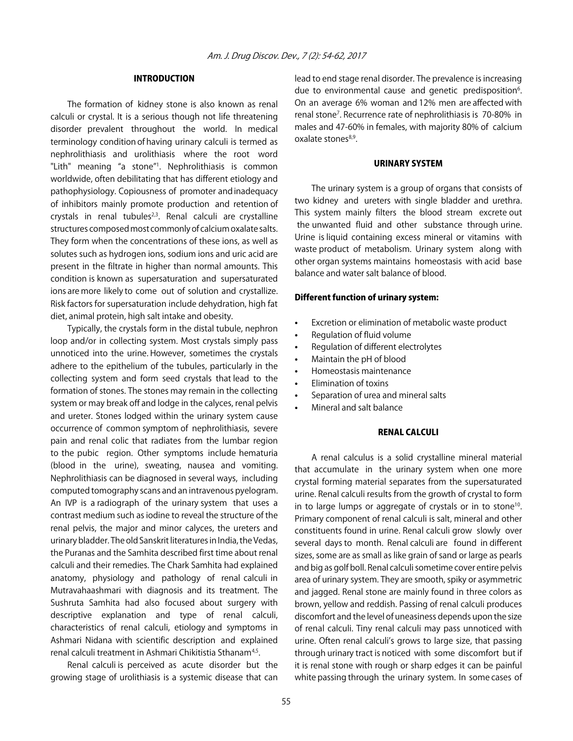## INTRODUCTION

The formation of kidney stone is also known as renal calculi or crystal. It is a serious though not life threatening disorder prevalent throughout the world. In medical terminology condition of having urinary calculi is termed as nephrolithiasis and urolithiasis where the root word "Lith" meaning "a stone"[1]. Nephrolithiasis is common worldwide, often debilitating that has different etiology and pathophysiology. Copiousness of promoter and inadequacy of inhibitors mainly promote production and retention of crystals in renal tubules[2,3]. Renal calculi are crystalline structures composed most commonly of calcium oxalate salts. They form when the concentrations of these ions, as well as solutes such as hydrogen ions, sodium ions and uric acid are present in the filtrate in higher than normal amounts. This condition is known as supersaturation and supersaturated ions are more likely to come out of solution and crystallize. Risk factors for supersaturation include dehydration, high fat diet, animal protein, high salt intake and obesity.

Typically, the crystals form in the distal tubule, nephron loop and/or in collecting system. Most crystals simply pass unnoticed into the urine. However, sometimes the crystals adhere to the epithelium of the tubules, particularly in the collecting system and form seed crystals that lead to the formation of stones. The stones may remain in the collecting system or may break off and lodge in the calyces, renal pelvis and ureter. Stones lodged within the urinary system cause occurrence of common symptom of nephrolithiasis, severe pain and renal colic that radiates from the lumbar region to the pubic region. Other symptoms include hematuria (blood in the urine), sweating, nausea and vomiting. Nephrolithiasis can be diagnosed in several ways, including computed tomography scans and an intravenous pyelogram. An IVP is a radiograph of the urinary system that uses a contrast medium such as iodine to reveal the structure of the renal pelvis, the major and minor calyces, the ureters and urinary bladder. The old Sanskrit literatures in India, the Vedas, the Puranas and the Samhita described first time about renal calculi and their remedies. The Chark Samhita had explained anatomy, physiology and pathology of renal calculi in Mutravahaashmari with diagnosis and its treatment. The Sushruta Samhita had also focused about surgery with descriptive explanation and type of renal calculi, characteristics of renal calculi, etiology and symptoms in Ashmari Nidana with scientific description and explained renal calculi treatment in Ashmari Chikitistia Sthanam[4,5].

Renal calculi is perceived as acute disorder but the growing stage of urolithiasis is a systemic disease that can lead to end stage renal disorder. The prevalence is increasing due to environmental cause and genetic predisposition[6]. On an average 6% woman and 12% men are affected with renal stone[7]. Recurrence rate of nephrolithiasis is 70-80% in males and 47-60% in females, with majority 80% of calcium oxalate stones[8,9].

## URINARY SYSTEM

The urinary system is a group of organs that consists of two kidney and ureters with single bladder and urethra. This system mainly filters the blood stream excrete out the unwanted fluid and other substance through urine. Urine is liquid containing excess mineral or vitamins with waste product of metabolism. Urinary system along with other organ systems maintains homeostasis with acid base balance and water salt balance of blood.

### Different function of urinary system:

- Excretion or elimination of metabolic waste product
- Regulation of fluid volume
- Regulation of different electrolytes
- Maintain the pH of blood
- Homeostasis maintenance
- Elimination of toxins
- Separation of urea and mineral salts
- Mineral and salt balance

## RENAL CALCULI

A renal calculus is a solid crystalline mineral material that accumulate in the urinary system when one more crystal forming material separates from the supersaturated urine. Renal calculi results from the growth of crystal to form in to large lumps or aggregate of crystals or in to stone[10]. Primary component of renal calculi is salt, mineral and other constituents found in urine. Renal calculi grow slowly over several days to month. Renal calculi are found in different sizes, some are as small as like grain of sand or large as pearls and big as golf boll. Renal calculi sometime cover entire pelvis area of urinary system. They are smooth, spiky or asymmetric and jagged. Renal stone are mainly found in three colors as brown, yellow and reddish. Passing of renal calculi produces discomfort and the level of uneasiness depends upon the size of renal calculi. Tiny renal calculi may pass unnoticed with urine. Often renal calculi's grows to large size, that passing through urinary tract is noticed with some discomfort but if it is renal stone with rough or sharp edges it can be painful white passing through the urinary system. In some cases of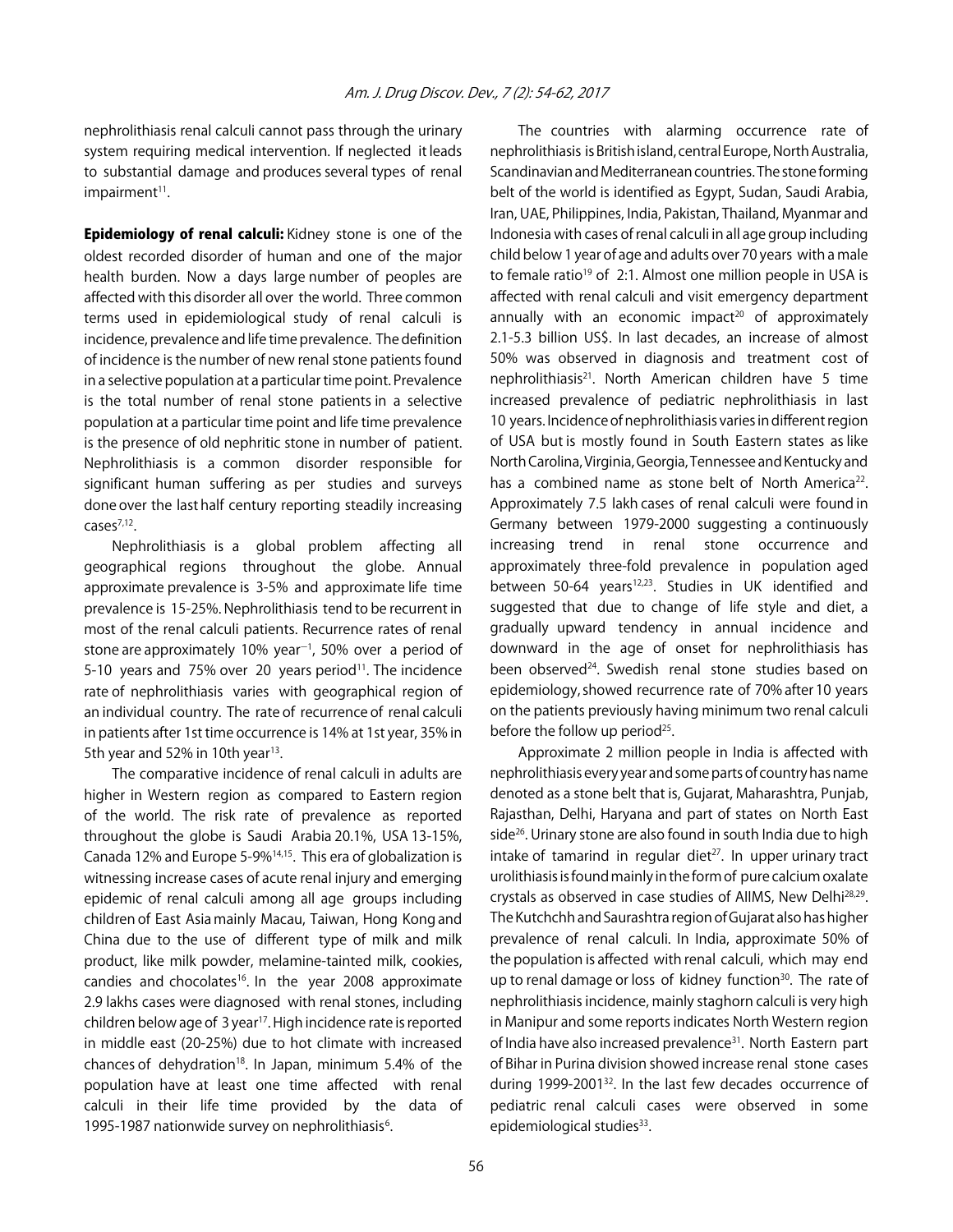nephrolithiasis renal calculi cannot pass through the urinary system requiring medical intervention. If neglected it leads to substantial damage and produces several types of renal impairment[11].

**Epidemiology of renal calculi:** Kidney stone is one of the oldest recorded disorder of human and one of the major health burden. Now a days large number of peoples are affected with this disorder all over the world. Three common terms used in epidemiological study of renal calculi is incidence, prevalence and life time prevalence. The definition of incidence is the number of new renal stone patients found in a selective population at a particular time point. Prevalence is the total number of renal stone patients in a selective population at a particular time point and life time prevalence is the presence of old nephritic stone in number of patient. Nephrolithiasis is a common disorder responsible for significant human suffering as per studies and surveys done over the last half century reporting steadily increasing cases[7,12].

Nephrolithiasis is a global problem affecting all geographical regions throughout the globe. Annual approximate prevalence is 3-5% and approximate life time prevalence is 15-25%. Nephrolithiasis tend to be recurrent in most of the renal calculi patients. Recurrence rates of renal stone are approximately 10% $year^{-1}$, 50% over a period of 5-10 years and 75% over 20 years period[11]. The incidence rate of nephrolithiasis varies with geographical region of an individual country. The rate of recurrence of renal calculi in patients after 1st time occurrence is 14% at 1st year, 35% in 5th year and 52% in 10th year[13].

The comparative incidence of renal calculi in adults are higher in Western region as compared to Eastern region of the world. The risk rate of prevalence as reported throughout the globe is Saudi Arabia 20.1%, USA 13-15%, Canada 12% and Europe 5-9%[14,15]. This era of globalization is witnessing increase cases of acute renal injury and emerging epidemic of renal calculi among all age groups including children of East Asia mainly Macau, Taiwan, Hong Kong and China due to the use of different type of milk and milk product, like milk powder, melamine-tainted milk, cookies, candies and chocolates[16]. In the year 2008 approximate 2.9 lakhs cases were diagnosed with renal stones, including children below age of 3 year[17]. High incidence rate is reported in middle east (20-25%) due to hot climate with increased chances of dehydration[18]. In Japan, minimum 5.4% of the population have at least one time affected with renal calculi in their life time provided by the data of 1995-1987 nationwide survey on nephrolithiasis[6].

The countries with alarming occurrence rate of nephrolithiasis is British island, central Europe, North Australia, Scandinavian and Mediterranean countries. The stone forming belt of the world is identified as Egypt, Sudan, Saudi Arabia, Iran, UAE, Philippines, India, Pakistan, Thailand, Myanmar and Indonesia with cases of renal calculi in all age group including child below 1 year of age and adults over 70 years with a male to female ratio[19] of 2:1. Almost one million people in USA is affected with renal calculi and visit emergency department annually with an economic impact[20] of approximately 2.1-5.3 billion US$. In last decades, an increase of almost 50% was observed in diagnosis and treatment cost of nephrolithiasis[21]. North American children have 5 time increased prevalence of pediatric nephrolithiasis in last 10 years. Incidence of nephrolithiasis varies in different region of USA but is mostly found in South Eastern states as like North Carolina, Virginia, Georgia, Tennessee and Kentucky and has a combined name as stone belt of North America[22]. Approximately 7.5 lakh cases of renal calculi were found in Germany between 1979-2000 suggesting a continuously increasing trend in renal stone occurrence and approximately three-fold prevalence in population aged between 50-64 years[12,23]. Studies in UK identified and suggested that due to change of life style and diet, a gradually upward tendency in annual incidence and downward in the age of onset for nephrolithiasis has been observed[24]. Swedish renal stone studies based on epidemiology, showed recurrence rate of 70% after 10 years on the patients previously having minimum two renal calculi before the follow up period[25].

Approximate 2 million people in India is affected with nephrolithiasis every year and some parts of country has name denoted as a stone belt that is, Gujarat, Maharashtra, Punjab, Rajasthan, Delhi, Haryana and part of states on North East side[26]. Urinary stone are also found in south India due to high intake of tamarind in regular diet[27]. In upper urinary tract urolithiasis is found mainly in the form of pure calcium oxalate crystals as observed in case studies of AIIMS, New Delhi[28,29]. The Kutchchh and Saurashtra region of Gujarat also has higher prevalence of renal calculi. In India, approximate 50% of the population is affected with renal calculi, which may end up to renal damage or loss of kidney function[30]. The rate of nephrolithiasis incidence, mainly staghorn calculi is very high in Manipur and some reports indicates North Western region of India have also increased prevalence[31]. North Eastern part of Bihar in Purina division showed increase renal stone cases during 1999-2001[32]. In the last few decades occurrence of pediatric renal calculi cases were observed in some epidemiological studies[33].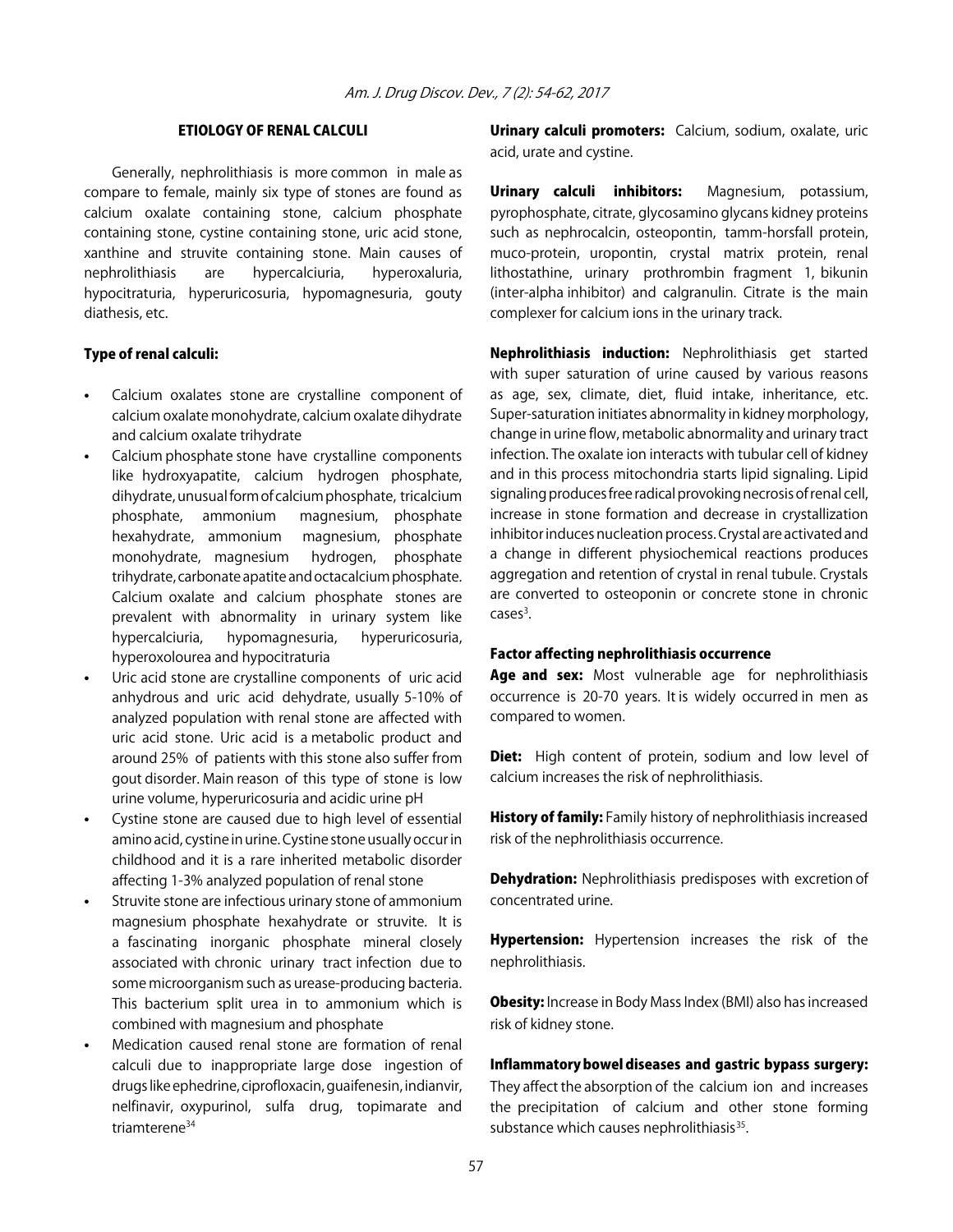## ETIOLOGY OF RENAL CALCULI

Generally, nephrolithiasis is more common in male as compare to female, mainly six type of stones are found as calcium oxalate containing stone, calcium phosphate containing stone, cystine containing stone, uric acid stone, xanthine and struvite containing stone. Main causes of nephrolithiasis are hypercalciuria, hyperoxaluria, hypocitraturia, hyperuricosuria, hypomagnesuria, gouty diathesis, etc.

### Type of renal calculi:

- Calcium oxalates stone are crystalline component of calcium oxalate monohydrate, calcium oxalate dihydrate and calcium oxalate trihydrate
- Calcium phosphate stone have crystalline components like hydroxyapatite, calcium hydrogen phosphate, dihydrate, unusual form of calcium phosphate, tricalcium phosphate, ammonium magnesium, phosphate hexahydrate, ammonium magnesium, phosphate monohydrate, magnesium hydrogen, phosphate trihydrate, carbonate apatite and octacalcium phosphate. Calcium oxalate and calcium phosphate stones are prevalent with abnormality in urinary system like hypercalciuria, hypomagnesuria, hyperuricosuria, hyperoxolourea and hypocitraturia
- Uric acid stone are crystalline components of uric acid anhydrous and uric acid dehydrate, usually 5-10% of analyzed population with renal stone are affected with uric acid stone. Uric acid is a metabolic product and around 25% of patients with this stone also suffer from gout disorder. Main reason of this type of stone is low urine volume, hyperuricosuria and acidic urine pH
- Cystine stone are caused due to high level of essential amino acid, cystine in urine. Cystine stone usually occur in childhood and it is a rare inherited metabolic disorder affecting 1-3% analyzed population of renal stone
- Struvite stone are infectious urinary stone of ammonium magnesium phosphate hexahydrate or struvite. It is a fascinating inorganic phosphate mineral closely associated with chronic urinary tract infection due to some microorganism such as urease-producing bacteria. This bacterium split urea in to ammonium which is combined with magnesium and phosphate
- Medication caused renal stone are formation of renal calculi due to inappropriate large dose ingestion of drugs like ephedrine, ciprofloxacin, guaifenesin, indianvir, nelfinavir, oxypurinol, sulfa drug, topimarate and triamterene[34]

**Urinary calculi promoters:** Calcium, sodium, oxalate, uric acid, urate and cystine.

**Urinary calculi inhibitors:** Magnesium, potassium, pyrophosphate, citrate, glycosamino glycans kidney proteins such as nephrocalcin, osteopontin, tamm-horsfall protein, muco-protein, uropontin, crystal matrix protein, renal lithostathine, urinary prothrombin fragment 1, bikunin (inter-alpha inhibitor) and calgranulin. Citrate is the main complexer for calcium ions in the urinary track.

**Nephrolithiasis induction:** Nephrolithiasis get started with super saturation of urine caused by various reasons as age, sex, climate, diet, fluid intake, inheritance, etc. Super-saturation initiates abnormality in kidney morphology, change in urine flow, metabolic abnormality and urinary tract infection. The oxalate ion interacts with tubular cell of kidney and in this process mitochondria starts lipid signaling. Lipid signaling produces free radical provoking necrosis of renal cell, increase in stone formation and decrease in crystallization inhibitor induces nucleation process. Crystal are activated and a change in different physiochemical reactions produces aggregation and retention of crystal in renal tubule. Crystals are converted to osteoponin or concrete stone in chronic cases[3].

### Factor affecting nephrolithiasis occurrence

**Age and sex:** Most vulnerable age for nephrolithiasis occurrence is 20-70 years. It is widely occurred in men as compared to women.

**Diet:** High content of protein, sodium and low level of calcium increases the risk of nephrolithiasis.

**History of family:** Family history of nephrolithiasis increased risk of the nephrolithiasis occurrence.

**Dehydration:** Nephrolithiasis predisposes with excretion of concentrated urine.

**Hypertension:** Hypertension increases the risk of the nephrolithiasis.

**Obesity:** Increase in Body Mass Index (BMI) also has increased risk of kidney stone.

**Inflammatory bowel diseases and gastric bypass surgery:** They affect the absorption of the calcium ion and increases the precipitation of calcium and other stone forming substance which causes nephrolithiasis[35].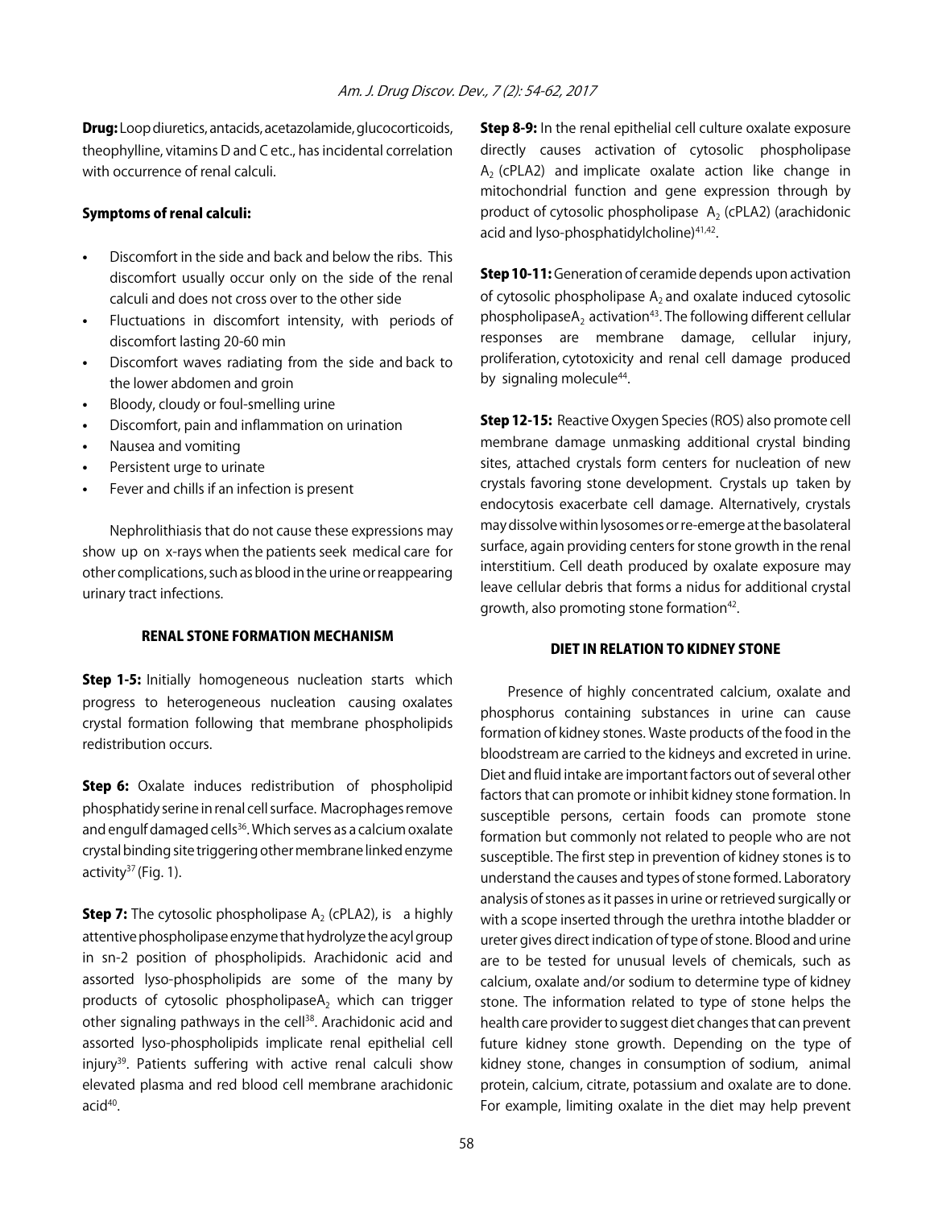**Drug:** Loop diuretics, antacids, acetazolamide, glucocorticoids, theophylline, vitamins D and C etc., has incidental correlation with occurrence of renal calculi.

### Symptoms of renal calculi:

- Discomfort in the side and back and below the ribs. This discomfort usually occur only on the side of the renal calculi and does not cross over to the other side
- Fluctuations in discomfort intensity, with periods of discomfort lasting 20-60 min
- Discomfort waves radiating from the side and back to the lower abdomen and groin
- Bloody, cloudy or foul-smelling urine
- Discomfort, pain and inflammation on urination
- Nausea and vomiting
- Persistent urge to urinate
- Fever and chills if an infection is present

Nephrolithiasis that do not cause these expressions may show up on x-rays when the patients seek medical care for other complications, such as blood in the urine or reappearing urinary tract infections.

## RENAL STONE FORMATION MECHANISM

**Step 1-5:** Initially homogeneous nucleation starts which progress to heterogeneous nucleation causing oxalates crystal formation following that membrane phospholipids redistribution occurs.

**Step 6:** Oxalate induces redistribution of phospholipid phosphatidy serine in renal cell surface. Macrophages remove and engulf damaged cells[36]. Which serves as a calcium oxalate crystal binding site triggering other membrane linked enzyme activity[37] (Fig. 1).

**Step 7:** The cytosolic phospholipase $A_2$ (cPLA2), is a highly attentive phospholipase enzyme that hydrolyze the acyl group in sn-2 position of phospholipids. Arachidonic acid and assorted lyso-phospholipids are some of the many by products of cytosolic phospholipase$A_2$ which can trigger other signaling pathways in the cell[38]. Arachidonic acid and assorted lyso-phospholipids implicate renal epithelial cell injury[39]. Patients suffering with active renal calculi show elevated plasma and red blood cell membrane arachidonic acid[40].

**Step 8-9:** In the renal epithelial cell culture oxalate exposure directly causes activation of cytosolic phospholipase $A_2$ (cPLA2) and implicate oxalate action like change in mitochondrial function and gene expression through by product of cytosolic phospholipase $A_2$ (cPLA2) (arachidonic acid and lyso-phosphatidylcholine)[41,42].

**Step 10-11:** Generation of ceramide depends upon activation of cytosolic phospholipase $A_2$ and oxalate induced cytosolic phospholipase$A_2$ activation[43]. The following different cellular responses are membrane damage, cellular injury, proliferation, cytotoxicity and renal cell damage produced by signaling molecule[44].

**Step 12-15:** Reactive Oxygen Species (ROS) also promote cell membrane damage unmasking additional crystal binding sites, attached crystals form centers for nucleation of new crystals favoring stone development. Crystals up taken by endocytosis exacerbate cell damage. Alternatively, crystals may dissolve within lysosomes or re-emerge at the basolateral surface, again providing centers for stone growth in the renal interstitium. Cell death produced by oxalate exposure may leave cellular debris that forms a nidus for additional crystal growth, also promoting stone formation[42].

## DIET IN RELATION TO KIDNEY STONE

Presence of highly concentrated calcium, oxalate and phosphorus containing substances in urine can cause formation of kidney stones. Waste products of the food in the bloodstream are carried to the kidneys and excreted in urine. Diet and fluid intake are important factors out of several other factors that can promote or inhibit kidney stone formation. In susceptible persons, certain foods can promote stone formation but commonly not related to people who are not susceptible. The first step in prevention of kidney stones is to understand the causes and types of stone formed. Laboratory analysis of stones as it passes in urine or retrieved surgically or with a scope inserted through the urethra intothe bladder or ureter gives direct indication of type of stone. Blood and urine are to be tested for unusual levels of chemicals, such as calcium, oxalate and/or sodium to determine type of kidney stone. The information related to type of stone helps the health care provider to suggest diet changes that can prevent future kidney stone growth. Depending on the type of kidney stone, changes in consumption of sodium, animal protein, calcium, citrate, potassium and oxalate are to done. For example, limiting oxalate in the diet may help prevent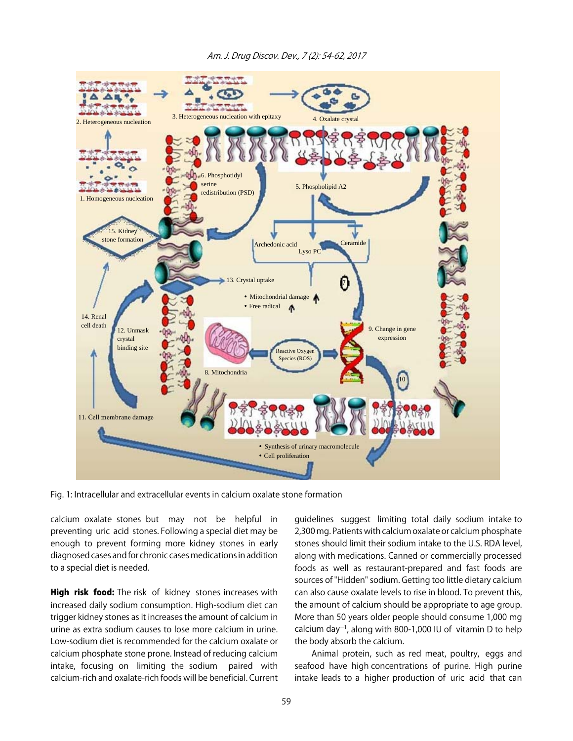Fig. 1: Intracellular and extracellular events in calcium oxalate stone formation

calcium oxalate stones but may not be helpful in preventing uric acid stones. Following a special diet may be enough to prevent forming more kidney stones in early diagnosed cases and for chronic cases medications in addition to a special diet is needed.

**High risk food:** The risk of kidney stones increases with increased daily sodium consumption. High-sodium diet can trigger kidney stones as it increases the amount of calcium in urine as extra sodium causes to lose more calcium in urine. Low-sodium diet is recommended for the calcium oxalate or calcium phosphate stone prone. Instead of reducing calcium intake, focusing on limiting the sodium paired with calcium-rich and oxalate-rich foods will be beneficial. Current guidelines suggest limiting total daily sodium intake to 2,300 mg. Patients with calcium oxalate or calcium phosphate stones should limit their sodium intake to the U.S. RDA level, along with medications. Canned or commercially processed foods as well as restaurant-prepared and fast foods are sources of "Hidden" sodium. Getting too little dietary calcium can also cause oxalate levels to rise in blood. To prevent this, the amount of calcium should be appropriate to age group. More than 50 years older people should consume 1,000 mg calcium day$^{-1}$, along with 800-1,000 IU of vitamin D to help the body absorb the calcium.

Animal protein, such as red meat, poultry, eggs and seafood have high concentrations of purine. High purine intake leads to a higher production of uric acid that can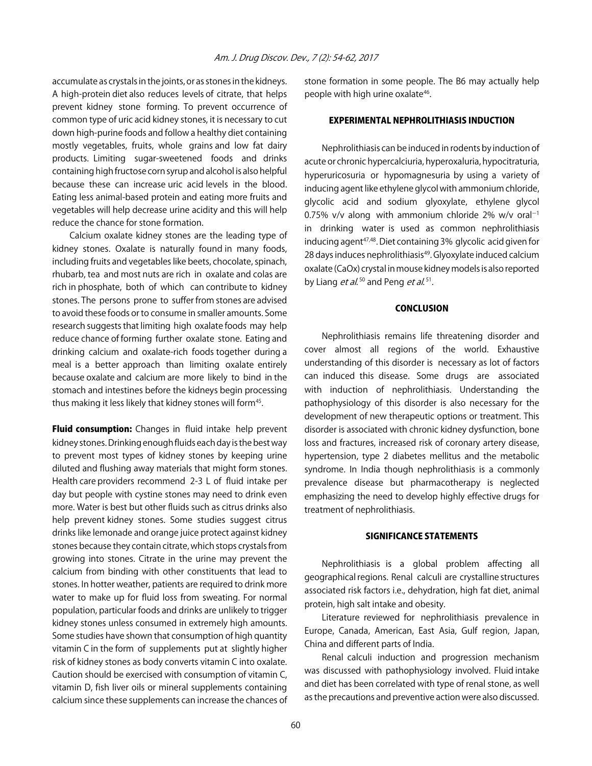accumulate as crystals in the joints, or as stones in the kidneys. A high-protein diet also reduces levels of citrate, that helps prevent kidney stone forming. To prevent occurrence of common type of uric acid kidney stones, it is necessary to cut down high-purine foods and follow a healthy diet containing mostly vegetables, fruits, whole grains and low fat dairy products. Limiting sugar-sweetened foods and drinks containing high fructose corn syrup and alcohol is also helpful because these can increase uric acid levels in the blood. Eating less animal-based protein and eating more fruits and vegetables will help decrease urine acidity and this will help reduce the chance for stone formation.

Calcium oxalate kidney stones are the leading type of kidney stones. Oxalate is naturally found in many foods, including fruits and vegetables like beets, chocolate, spinach, rhubarb, tea and most nuts are rich in oxalate and colas are rich in phosphate, both of which can contribute to kidney stones. The persons prone to suffer from stones are advised to avoid these foods or to consume in smaller amounts. Some research suggests that limiting high oxalate foods may help reduce chance of forming further oxalate stone. Eating and drinking calcium and oxalate-rich foods together during a meal is a better approach than limiting oxalate entirely because oxalate and calcium are more likely to bind in the stomach and intestines before the kidneys begin processing thus making it less likely that kidney stones will form[45].

**Fluid consumption:** Changes in fluid intake help prevent kidney stones. Drinking enough fluids each day is the best way to prevent most types of kidney stones by keeping urine diluted and flushing away materials that might form stones. Health care providers recommend 2-3 L of fluid intake per day but people with cystine stones may need to drink even more. Water is best but other fluids such as citrus drinks also help prevent kidney stones. Some studies suggest citrus drinks like lemonade and orange juice protect against kidney stones because they contain citrate, which stops crystals from growing into stones. Citrate in the urine may prevent the calcium from binding with other constituents that lead to stones. In hotter weather, patients are required to drink more water to make up for fluid loss from sweating. For normal population, particular foods and drinks are unlikely to trigger kidney stones unless consumed in extremely high amounts. Some studies have shown that consumption of high quantity vitamin C in the form of supplements put at slightly higher risk of kidney stones as body converts vitamin C into oxalate. Caution should be exercised with consumption of vitamin C, vitamin D, fish liver oils or mineral supplements containing calcium since these supplements can increase the chances of stone formation in some people. The B6 may actually help people with high urine oxalate[46].

## EXPERIMENTAL NEPHROLITHIASIS INDUCTION

Nephrolithiasis can be induced in rodents by induction of acute or chronic hypercalciuria, hyperoxaluria, hypocitraturia, hyperuricosuria or hypomagnesuria by using a variety of inducing agent like ethylene glycol with ammonium chloride, glycolic acid and sodium glyoxylate, ethylene glycol 0.75% v/v along with ammonium chloride 2% w/v oral$^{-1}$ in drinking water is used as common nephrolithiasis inducing agent[47,48]. Diet containing 3% glycolic acid given for 28 days induces nephrolithiasis[49]. Glyoxylate induced calcium oxalate (CaOx) crystal in mouse kidney models is also reported by Liang *et al.*[50] and Peng *et al.*[51].

## CONCLUSION

Nephrolithiasis remains life threatening disorder and cover almost all regions of the world. Exhaustive understanding of this disorder is necessary as lot of factors can induced this disease. Some drugs are associated with induction of nephrolithiasis. Understanding the pathophysiology of this disorder is also necessary for the development of new therapeutic options or treatment. This disorder is associated with chronic kidney dysfunction, bone loss and fractures, increased risk of coronary artery disease, hypertension, type 2 diabetes mellitus and the metabolic syndrome. In India though nephrolithiasis is a commonly prevalence disease but pharmacotherapy is neglected emphasizing the need to develop highly effective drugs for treatment of nephrolithiasis.

## SIGNIFICANCE STATEMENTS

Nephrolithiasis is a global problem affecting all geographical regions. Renal calculi are crystalline structures associated risk factors i.e., dehydration, high fat diet, animal protein, high salt intake and obesity.

Literature reviewed for nephrolithiasis prevalence in Europe, Canada, American, East Asia, Gulf region, Japan, China and different parts of India.

Renal calculi induction and progression mechanism was discussed with pathophysiology involved. Fluid intake and diet has been correlated with type of renal stone, as well as the precautions and preventive action were also discussed.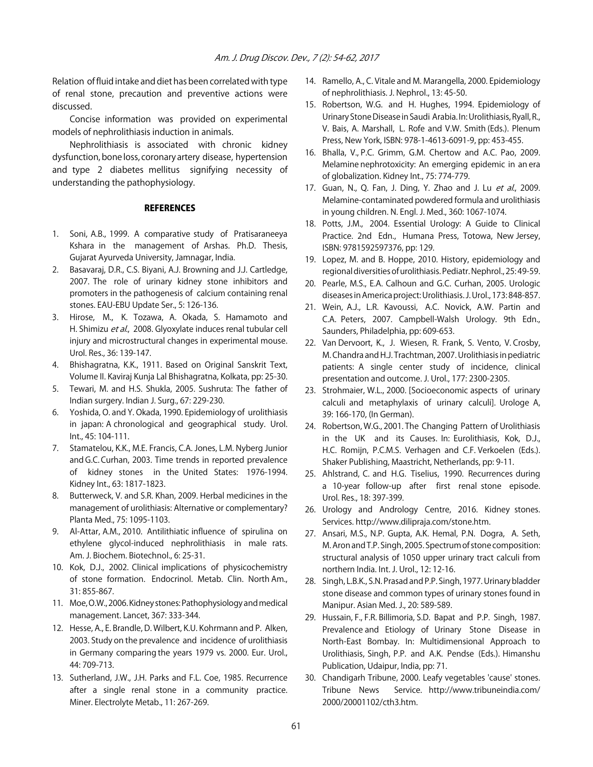Relation of fluid intake and diet has been correlated with type of renal stone, precaution and preventive actions were discussed.

Concise information was provided on experimental models of nephrolithiasis induction in animals.

Nephrolithiasis is associated with chronic kidney dysfunction, bone loss, coronary artery disease, hypertension and type 2 diabetes mellitus signifying necessity of understanding the pathophysiology.

## REFERENCES

1. Soni, A.B., 1999. A comparative study of Pratisaraneeya Kshara in the management of Arshas. Ph.D. Thesis, Gujarat Ayurveda University, Jamnagar, India.
2. Basavaraj, D.R., C.S. Biyani, A.J. Browning and J.J. Cartledge, 2007. The role of urinary kidney stone inhibitors and promoters in the pathogenesis of calcium containing renal stones. EAU-EBU Update Ser., 5: 126-136.
3. Hirose, M., K. Tozawa, A. Okada, S. Hamamoto and H. Shimizu *et al*., 2008. Glyoxylate induces renal tubular cell injury and microstructural changes in experimental mouse. Urol. Res., 36: 139-147.
4. Bhishagratna, K.K., 1911. Based on Original Sanskrit Text, Volume II. Kaviraj Kunja Lal Bhishagratna, Kolkata, pp: 25-30.
5. Tewari, M. and H.S. Shukla, 2005. Sushruta: The father of Indian surgery. Indian J. Surg., 67: 229-230.
6. Yoshida, O. and Y. Okada, 1990. Epidemiology of urolithiasis in japan: A chronological and geographical study. Urol. Int., 45: 104-111.
7. Stamatelou, K.K., M.E. Francis, C.A. Jones, L.M. Nyberg Junior and G.C. Curhan, 2003. Time trends in reported prevalence of kidney stones in the United States: 1976-1994. Kidney Int., 63: 1817-1823.
8. Butterweck, V. and S.R. Khan, 2009. Herbal medicines in the management of urolithiasis: Alternative or complementary? Planta Med., 75: 1095-1103.
9. Al-Attar, A.M., 2010. Antilithiatic influence of spirulina on ethylene glycol-induced nephrolithiasis in male rats. Am. J. Biochem. Biotechnol., 6: 25-31.
10. Kok, D.J., 2002. Clinical implications of physicochemistry of stone formation. Endocrinol. Metab. Clin. North Am., 31: 855-867.
11. Moe, O.W., 2006. Kidney stones: Pathophysiology and medical management. Lancet, 367: 333-344.
12. Hesse, A., E. Brandle, D. Wilbert, K.U. Kohrmann and P. Alken, 2003. Study on the prevalence and incidence of urolithiasis in Germany comparing the years 1979 vs. 2000. Eur. Urol., 44: 709-713.
13. Sutherland, J.W., J.H. Parks and F.L. Coe, 1985. Recurrence after a single renal stone in a community practice. Miner. Electrolyte Metab., 11: 267-269.
14. Ramello, A., C. Vitale and M. Marangella, 2000. Epidemiology of nephrolithiasis. J. Nephrol., 13: 45-50.
15. Robertson, W.G. and H. Hughes, 1994. Epidemiology of Urinary Stone Disease in Saudi Arabia. In: Urolithiasis, Ryall, R., V. Bais, A. Marshall, L. Rofe and V.W. Smith (Eds.). Plenum Press, New York, ISBN: 978-1-4613-6091-9, pp: 453-455.
16. Bhalla, V., P.C. Grimm, G.M. Chertow and A.C. Pao, 2009. Melamine nephrotoxicity: An emerging epidemic in an era of globalization. Kidney Int., 75: 774-779.
17. Guan, N., Q. Fan, J. Ding, Y. Zhao and J. Lu *et al*., 2009. Melamine-contaminated powdered formula and urolithiasis in young children. N. Engl. J. Med., 360: 1067-1074.
18. Potts, J.M., 2004. Essential Urology: A Guide to Clinical Practice. 2nd Edn., Humana Press, Totowa, New Jersey, ISBN: 9781592597376, pp: 129.
19. Lopez, M. and B. Hoppe, 2010. History, epidemiology and regional diversities of urolithiasis. Pediatr. Nephrol., 25: 49-59.
20. Pearle, M.S., E.A. Calhoun and G.C. Curhan, 2005. Urologic diseases in America project: Urolithiasis. J. Urol., 173: 848-857.
21. Wein, A.J., L.R. Kavoussi, A.C. Novick, A.W. Partin and C.A. Peters, 2007. Campbell-Walsh Urology. 9th Edn., Saunders, Philadelphia, pp: 609-653.
22. Van Dervoort, K., J. Wiesen, R. Frank, S. Vento, V. Crosby, M. Chandra and H.J. Trachtman, 2007. Urolithiasis in pediatric patients: A single center study of incidence, clinical presentation and outcome. J. Urol., 177: 2300-2305.
23. Strohmaier, W.L., 2000. [Socioeconomic aspects of urinary calculi and metaphylaxis of urinary calculi]. Urologe A, 39: 166-170, (In German).
24. Robertson, W.G., 2001. The Changing Pattern of Urolithiasis in the UK and its Causes. In: Eurolithiasis, Kok, D.J., H.C. Romijn, P.C.M.S. Verhagen and C.F. Verkoelen (Eds.). Shaker Publishing, Maastricht, Netherlands, pp: 9-11.
25. Ahlstrand, C. and H.G. Tiselius, 1990. Recurrences during a 10-year follow-up after first renal stone episode. Urol. Res., 18: 397-399.
26. Urology and Andrology Centre, 2016. Kidney stones. Services. http://www.dilipraja.com/stone.htm.
27. Ansari, M.S., N.P. Gupta, A.K. Hemal, P.N. Dogra, A. Seth, M. Aron and T.P. Singh, 2005. Spectrum of stone composition: structural analysis of 1050 upper urinary tract calculi from northern India. Int. J. Urol., 12: 12-16.
28. Singh, L.B.K., S.N. Prasad and P.P. Singh, 1977. Urinary bladder stone disease and common types of urinary stones found in Manipur. Asian Med. J., 20: 589-589.
29. Hussain, F., F.R. Billimoria, S.D. Bapat and P.P. Singh, 1987. Prevalence and Etiology of Urinary Stone Disease in North-East Bombay. In: Multidimensional Approach to Urolithiasis, Singh, P.P. and A.K. Pendse (Eds.). Himanshu Publication, Udaipur, India, pp: 71.
30. Chandigarh Tribune, 2000. Leafy vegetables 'cause' stones. Tribune News Service. http://www.tribuneindia.com/2000/20001102/cth3.htm.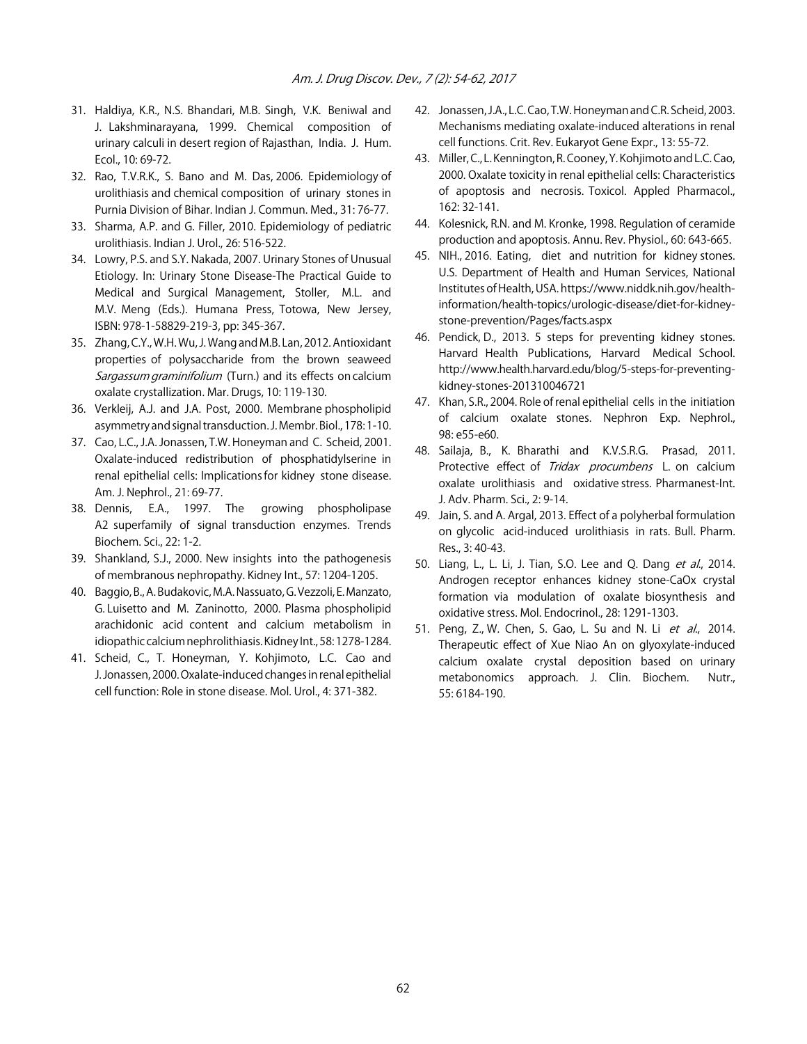31. Haldiya, K.R., N.S. Bhandari, M.B. Singh, V.K. Beniwal and J. Lakshminarayana, 1999. Chemical composition of urinary calculi in desert region of Rajasthan, India. J. Hum. Ecol., 10: 69-72.
32. Rao, T.V.R.K., S. Bano and M. Das, 2006. Epidemiology of urolithiasis and chemical composition of urinary stones in Purnia Division of Bihar. Indian J. Commun. Med., 31: 76-77.
33. Sharma, A.P. and G. Filler, 2010. Epidemiology of pediatric urolithiasis. Indian J. Urol., 26: 516-522.
34. Lowry, P.S. and S.Y. Nakada, 2007. Urinary Stones of Unusual Etiology. In: Urinary Stone Disease-The Practical Guide to Medical and Surgical Management, Stoller, M.L. and M.V. Meng (Eds.). Humana Press, Totowa, New Jersey, ISBN: 978-1-58829-219-3, pp: 345-367.
35. Zhang, C.Y., W.H. Wu, J. Wang and M.B. Lan, 2012. Antioxidant properties of polysaccharide from the brown seaweed *Sargassum graminifolium* (Turn.) and its effects on calcium oxalate crystallization. Mar. Drugs, 10: 119-130.
36. Verkleij, A.J. and J.A. Post, 2000. Membrane phospholipid asymmetry and signal transduction. J. Membr. Biol., 178: 1-10.
37. Cao, L.C., J.A. Jonassen, T.W. Honeyman and C. Scheid, 2001. Oxalate-induced redistribution of phosphatidylserine in renal epithelial cells: Implications for kidney stone disease. Am. J. Nephrol., 21: 69-77.
38. Dennis, E.A., 1997. The growing phospholipase A2 superfamily of signal transduction enzymes. Trends Biochem. Sci., 22: 1-2.
39. Shankland, S.J., 2000. New insights into the pathogenesis of membranous nephropathy. Kidney Int., 57: 1204-1205.
40. Baggio, B., A. Budakovic, M.A. Nassuato, G. Vezzoli, E. Manzato, G. Luisetto and M. Zaninotto, 2000. Plasma phospholipid arachidonic acid content and calcium metabolism in idiopathic calcium nephrolithiasis. Kidney Int., 58: 1278-1284.
41. Scheid, C., T. Honeyman, Y. Kohjimoto, L.C. Cao and J. Jonassen, 2000. Oxalate-induced changes in renal epithelial cell function: Role in stone disease. Mol. Urol., 4: 371-382.
42. Jonassen, J.A., L.C. Cao, T.W. Honeyman and C.R. Scheid, 2003. Mechanisms mediating oxalate-induced alterations in renal cell functions. Crit. Rev. Eukaryot Gene Expr., 13: 55-72.
43. Miller, C., L. Kennington, R. Cooney, Y. Kohjimoto and L.C. Cao, 2000. Oxalate toxicity in renal epithelial cells: Characteristics of apoptosis and necrosis. Toxicol. Appled Pharmacol., 162: 32-141.
44. Kolesnick, R.N. and M. Kronke, 1998. Regulation of ceramide production and apoptosis. Annu. Rev. Physiol., 60: 643-665.
45. NIH., 2016. Eating, diet and nutrition for kidney stones. U.S. Department of Health and Human Services, National Institutes of Health, USA. https://www.niddk.nih.gov/health-information/health-topics/urologic-disease/diet-for-kidney-stone-prevention/Pages/facts.aspx
46. Pendick, D., 2013. 5 steps for preventing kidney stones. Harvard Health Publications, Harvard Medical School. http://www.health.harvard.edu/blog/5-steps-for-preventing-kidney-stones-201310046721
47. Khan, S.R., 2004. Role of renal epithelial cells in the initiation of calcium oxalate stones. Nephron Exp. Nephrol., 98: e55-e60.
48. Sailaja, B., K. Bharathi and K.V.S.R.G. Prasad, 2011. Protective effect of *Tridax procumbens* L. on calcium oxalate urolithiasis and oxidative stress. Pharmanest-Int. J. Adv. Pharm. Sci., 2: 9-14.
49. Jain, S. and A. Argal, 2013. Effect of a polyherbal formulation on glycolic acid-induced urolithiasis in rats. Bull. Pharm. Res., 3: 40-43.
50. Liang, L., L. Li, J. Tian, S.O. Lee and Q. Dang *et al*., 2014. Androgen receptor enhances kidney stone-CaOx crystal formation via modulation of oxalate biosynthesis and oxidative stress. Mol. Endocrinol., 28: 1291-1303.
51. Peng, Z., W. Chen, S. Gao, L. Su and N. Li *et al*., 2014. Therapeutic effect of Xue Niao An on glyoxylate-induced calcium oxalate crystal deposition based on urinary metabonomics approach. J. Clin. Biochem. Nutr., 55: 6184-190.